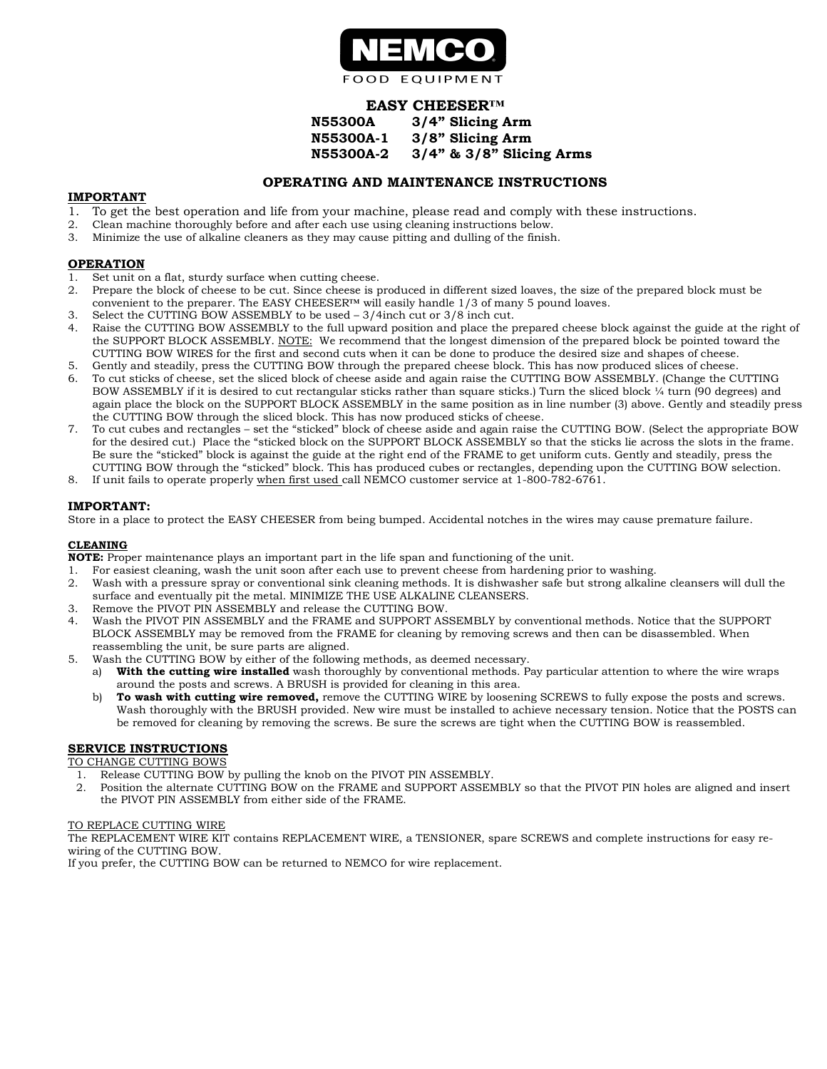# NEMCO

FOOD EQUIPMENT

## EASY CHEESER™

**N55300A 3/4" Slicing Arm**
**N55300A-1 3/8" Slicing Arm**
**N55300A-2 3/4" & 3/8" Slicing Arms**

## OPERATING AND MAINTENANCE INSTRUCTIONS

**IMPORTANT**

1. To get the best operation and life from your machine, please read and comply with these instructions.
2. Clean machine thoroughly before and after each use using cleaning instructions below.
3. Minimize the use of alkaline cleaners as they may cause pitting and dulling of the finish.

**OPERATION**

1. Set unit on a flat, sturdy surface when cutting cheese.
2. Prepare the block of cheese to be cut. Since cheese is produced in different sized loaves, the size of the prepared block must be convenient to the preparer. The EASY CHEESER™ will easily handle 1/3 of many 5 pound loaves.
3. Select the CUTTING BOW ASSEMBLY to be used – 3/4inch cut or 3/8 inch cut.
4. Raise the CUTTING BOW ASSEMBLY to the full upward position and place the prepared cheese block against the guide at the right of the SUPPORT BLOCK ASSEMBLY. NOTE: We recommend that the longest dimension of the prepared block be pointed toward the CUTTING BOW WIRES for the first and second cuts when it can be done to produce the desired size and shapes of cheese.
5. Gently and steadily, press the CUTTING BOW through the prepared cheese block. This has now produced slices of cheese.
6. To cut sticks of cheese, set the sliced block of cheese aside and again raise the CUTTING BOW ASSEMBLY. (Change the CUTTING BOW ASSEMBLY if it is desired to cut rectangular sticks rather than square sticks.) Turn the sliced block ¼ turn (90 degrees) and again place the block on the SUPPORT BLOCK ASSEMBLY in the same position as in line number (3) above. Gently and steadily press the CUTTING BOW through the sliced block. This has now produced sticks of cheese.
7. To cut cubes and rectangles – set the "sticked" block of cheese aside and again raise the CUTTING BOW. (Select the appropriate BOW for the desired cut.) Place the "sticked block on the SUPPORT BLOCK ASSEMBLY so that the sticks lie across the slots in the frame. Be sure the "sticked" block is against the guide at the right end of the FRAME to get uniform cuts. Gently and steadily, press the CUTTING BOW through the "sticked" block. This has produced cubes or rectangles, depending upon the CUTTING BOW selection.
8. If unit fails to operate properly when first used call NEMCO customer service at 1-800-782-6761.

**IMPORTANT:**

Store in a place to protect the EASY CHEESER from being bumped. Accidental notches in the wires may cause premature failure.

**CLEANING**

**NOTE:** Proper maintenance plays an important part in the life span and functioning of the unit.

1. For easiest cleaning, wash the unit soon after each use to prevent cheese from hardening prior to washing.
2. Wash with a pressure spray or conventional sink cleaning methods. It is dishwasher safe but strong alkaline cleansers will dull the surface and eventually pit the metal. MINIMIZE THE USE ALKALINE CLEANSERS.
3. Remove the PIVOT PIN ASSEMBLY and release the CUTTING BOW.
4. Wash the PIVOT PIN ASSEMBLY and the FRAME and SUPPORT ASSEMBLY by conventional methods. Notice that the SUPPORT BLOCK ASSEMBLY may be removed from the FRAME for cleaning by removing screws and then can be disassembled. When reassembling the unit, be sure parts are aligned.
5. Wash the CUTTING BOW by either of the following methods, as deemed necessary.
   a) **With the cutting wire installed** wash thoroughly by conventional methods. Pay particular attention to where the wire wraps around the posts and screws. A BRUSH is provided for cleaning in this area.
   b) **To wash with cutting wire removed,** remove the CUTTING WIRE by loosening SCREWS to fully expose the posts and screws. Wash thoroughly with the BRUSH provided. New wire must be installed to achieve necessary tension. Notice that the POSTS can be removed for cleaning by removing the screws. Be sure the screws are tight when the CUTTING BOW is reassembled.

**SERVICE INSTRUCTIONS**

TO CHANGE CUTTING BOWS

1. Release CUTTING BOW by pulling the knob on the PIVOT PIN ASSEMBLY.
2. Position the alternate CUTTING BOW on the FRAME and SUPPORT ASSEMBLY so that the PIVOT PIN holes are aligned and insert the PIVOT PIN ASSEMBLY from either side of the FRAME.

TO REPLACE CUTTING WIRE

The REPLACEMENT WIRE KIT contains REPLACEMENT WIRE, a TENSIONER, spare SCREWS and complete instructions for easy re-wiring of the CUTTING BOW.

If you prefer, the CUTTING BOW can be returned to NEMCO for wire replacement.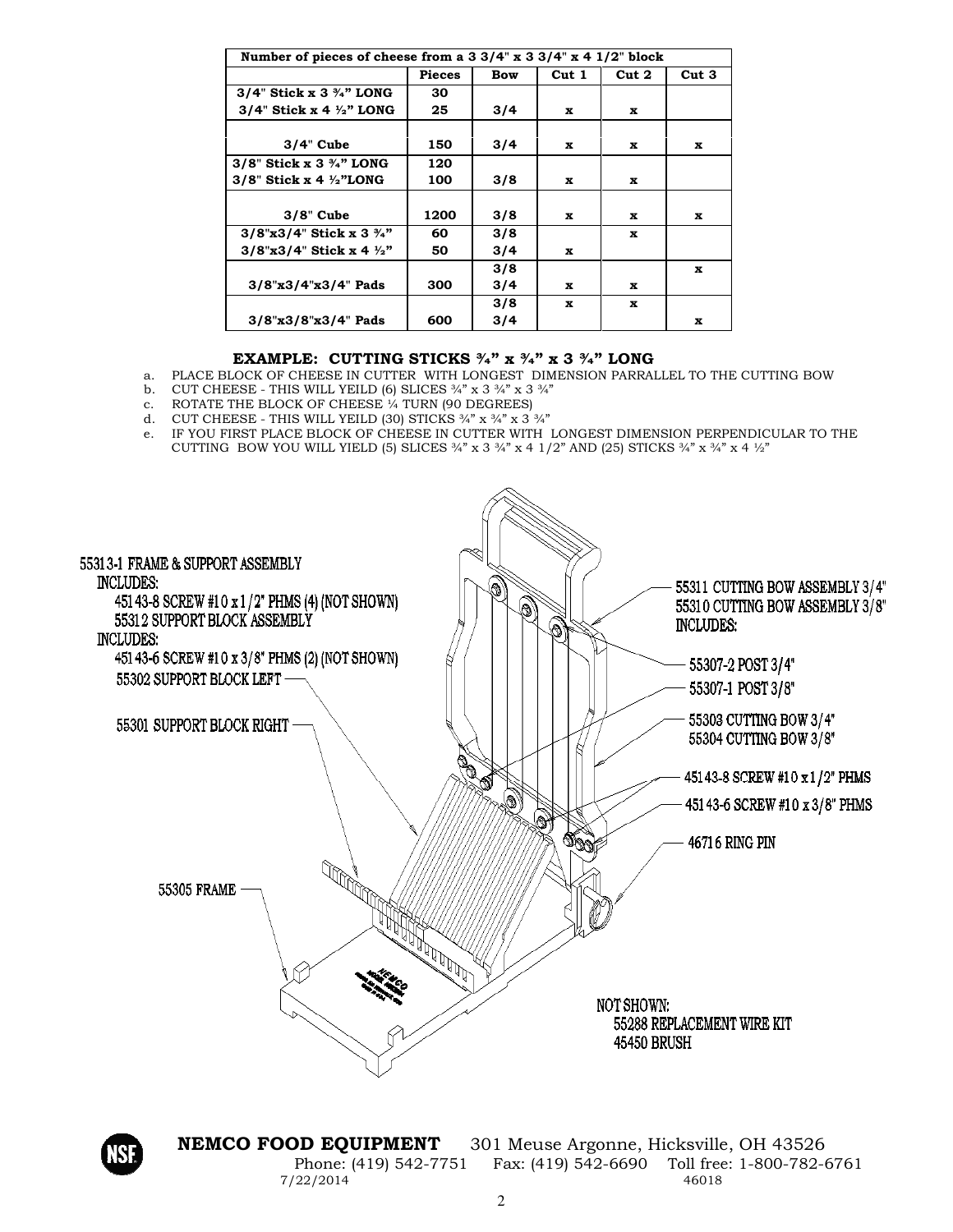| Number of pieces of cheese from a 3 3/4" x 3 3/4" x 4 1/2" block | | | | | |
|---|---|---|---|---|---|
| | Pieces | Bow | Cut 1 | Cut 2 | Cut 3 |
| 3/4" Stick x 3 ¾" LONG | 30 | | | | |
| 3/4" Stick x 4 ½" LONG | 25 | 3/4 | x | x | |
| 3/4" Cube | 150 | 3/4 | x | x | x |
| 3/8" Stick x 3 ¾" LONG | 120 | | | | |
| 3/8" Stick x 4 ½"LONG | 100 | 3/8 | x | x | |
| 3/8" Cube | 1200 | 3/8 | x | x | x |
| 3/8"x3/4" Stick x 3 ¾" | 60 | 3/8 | | x | |
| 3/8"x3/4" Stick x 4 ½" | 50 | 3/4 | x | | |
| | | 3/8 | | | x |
| 3/8"x3/4"x3/4" Pads | 300 | 3/4 | x | x | |
| | | 3/8 | x | x | |
| 3/8"x3/8"x3/4" Pads | 600 | 3/4 | | | x |

**EXAMPLE: CUTTING STICKS ¾" x ¾" x 3 ¾" LONG**

a. PLACE BLOCK OF CHEESE IN CUTTER WITH LONGEST DIMENSION PARRALLEL TO THE CUTTING BOW
b. CUT CHEESE - THIS WILL YEILD (6) SLICES ¾" x 3 ¾" x 3 ¾"
c. ROTATE THE BLOCK OF CHEESE ¼ TURN (90 DEGREES)
d. CUT CHEESE - THIS WILL YEILD (30) STICKS ¾" x ¾" x 3 ¾"
e. IF YOU FIRST PLACE BLOCK OF CHEESE IN CUTTER WITH LONGEST DIMENSION PERPENDICULAR TO THE CUTTING BOW YOU WILL YIELD (5) SLICES ¾" x 3 ¾" x 4 1/2" AND (25) STICKS ¾" x ¾" x 4 ½"

55313-1 FRAME & SUPPORT ASSEMBLY
INCLUDES:
45143-8 SCREW #10 x 1/2" PHMS (4) (NOT SHOWN)
55312 SUPPORT BLOCK ASSEMBLY
INCLUDES:
45143-6 SCREW #10 x 3/8" PHMS (2) (NOT SHOWN)
55302 SUPPORT BLOCK LEFT
55301 SUPPORT BLOCK RIGHT
55305 FRAME

55311 CUTTING BOW ASSEMBLY 3/4"
55310 CUTTING BOW ASSEMBLY 3/8"
INCLUDES:
55307-2 POST 3/4"
55307-1 POST 3/8"
55303 CUTTING BOW 3/4"
55304 CUTTING BOW 3/8"
45143-8 SCREW #10 x 1/2" PHMS
45143-6 SCREW #10 x 3/8" PHMS
46716 RING PIN

NOT SHOWN:
55288 REPLACEMENT WIRE KIT
45450 BRUSH

**NEMCO FOOD EQUIPMENT** 301 Meuse Argonne, Hicksville, OH 43526
Phone: (419) 542-7751 Fax: (419) 542-6690 Toll free: 1-800-782-6761
7/22/2014 46018